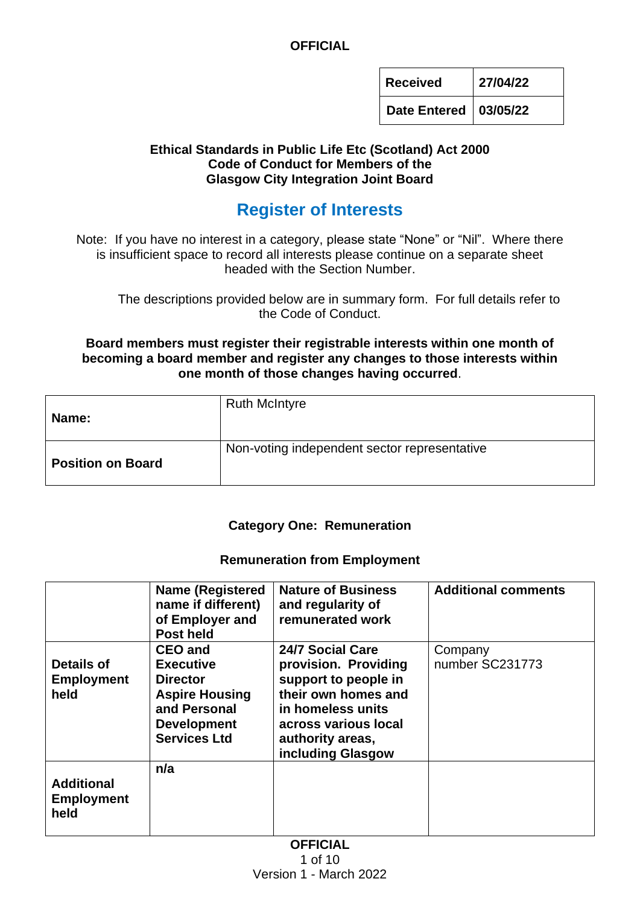**OFFICIAL**

| Received | 27/04/22 |
|---|---|
| Date Entered | 03/05/22 |

**Ethical Standards in Public Life Etc (Scotland) Act 2000**
**Code of Conduct for Members of the**
**Glasgow City Integration Joint Board**

# Register of Interests

Note: If you have no interest in a category, please state "None" or "Nil". Where there is insufficient space to record all interests please continue on a separate sheet headed with the Section Number.

The descriptions provided below are in summary form. For full details refer to the Code of Conduct.

**Board members must register their registrable interests within one month of becoming a board member and register any changes to those interests within one month of those changes having occurred.**

| | |
|---|---|
| **Name:** | Ruth McIntyre |
| **Position on Board** | Non-voting independent sector representative |

### Category One: Remuneration

#### Remuneration from Employment

| | Name (Registered name if different) of Employer and Post held | Nature of Business and regularity of remunerated work | Additional comments |
|---|---|---|---|
| **Details of Employment held** | **CEO and Executive Director Aspire Housing and Personal Development Services Ltd** | **24/7 Social Care provision. Providing support to people in their own homes and in homeless units across various local authority areas, including Glasgow** | Company number SC231773 |
| **Additional Employment held** | **n/a** | | |

**OFFICIAL**

Version 1 - March 2022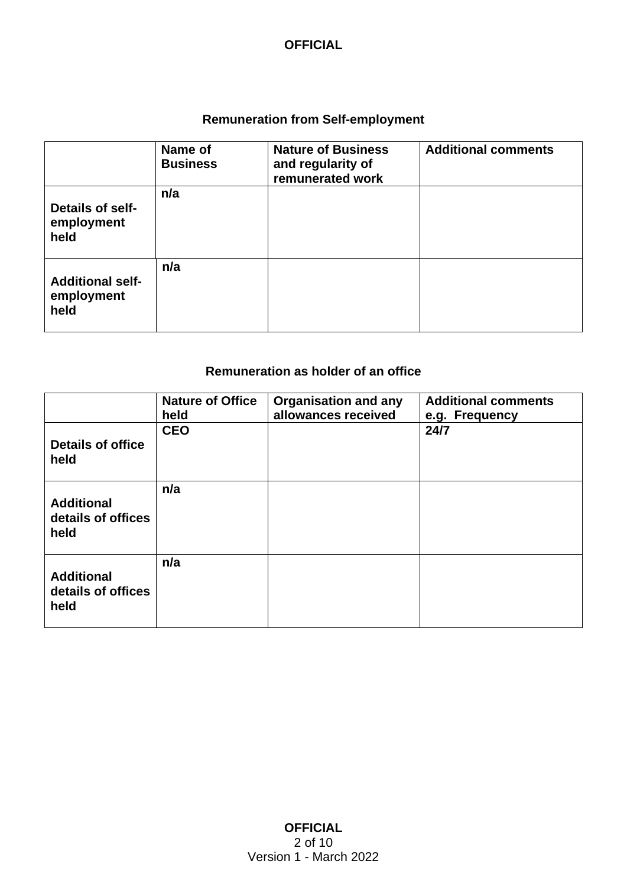## Remuneration from Self-employment

| | Name of Business | Nature of Business and regularity of remunerated work | Additional comments |
|---|---|---|---|
| **Details of self-employment held** | n/a | | |
| **Additional self-employment held** | n/a | | |

## Remuneration as holder of an office

| | Nature of Office held | Organisation and any allowances received | Additional comments e.g. Frequency |
|---|---|---|---|
| **Details of office held** | CEO | | 24/7 |
| **Additional details of offices held** | n/a | | |
| **Additional details of offices held** | n/a | | |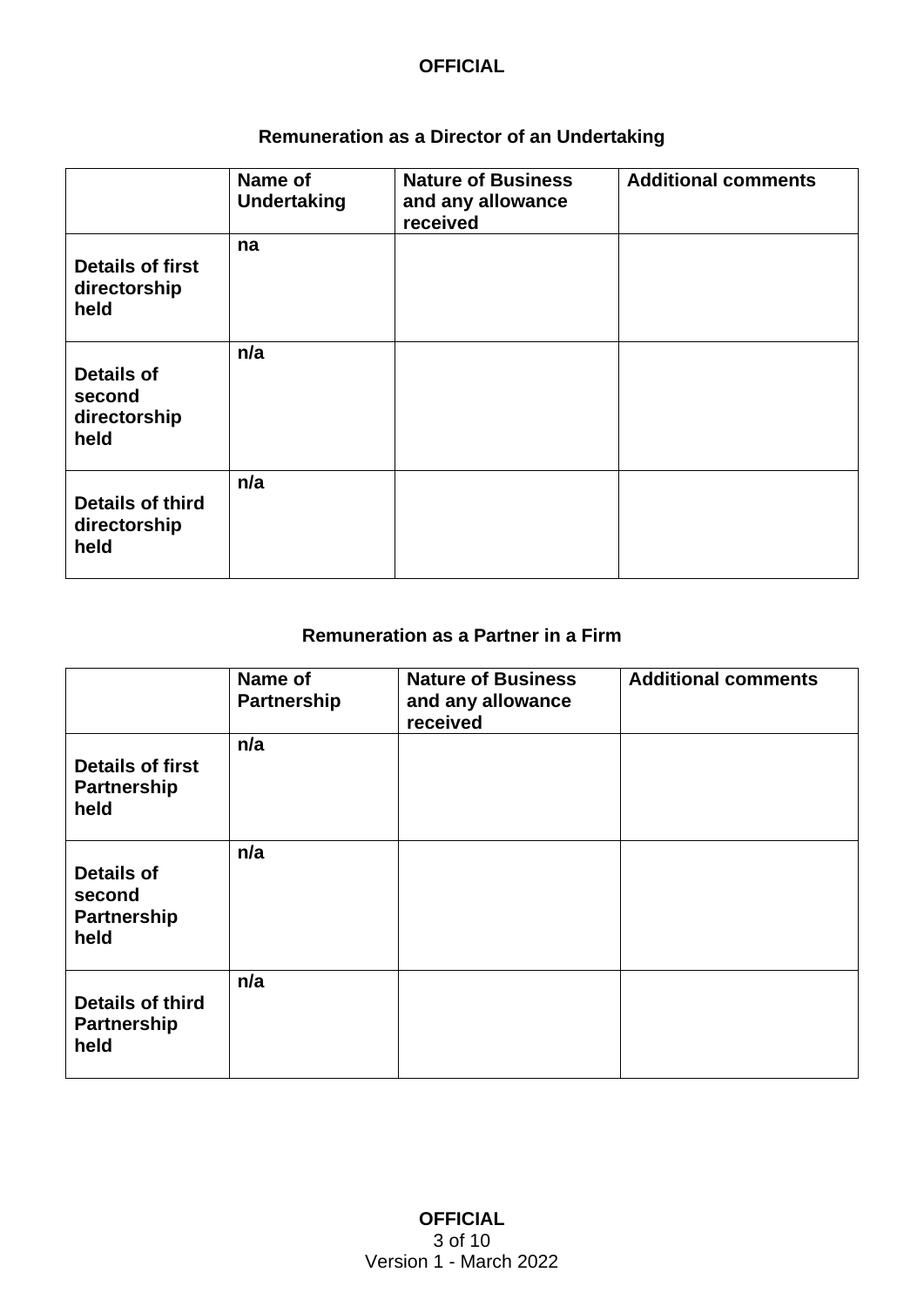## Remuneration as a Director of an Undertaking

| | Name of Undertaking | Nature of Business and any allowance received | Additional comments |
|---|---|---|---|
| **Details of first directorship held** | na | | |
| **Details of second directorship held** | n/a | | |
| **Details of third directorship held** | n/a | | |

## Remuneration as a Partner in a Firm

| | Name of Partnership | Nature of Business and any allowance received | Additional comments |
|---|---|---|---|
| **Details of first Partnership held** | n/a | | |
| **Details of second Partnership held** | n/a | | |
| **Details of third Partnership held** | n/a | | |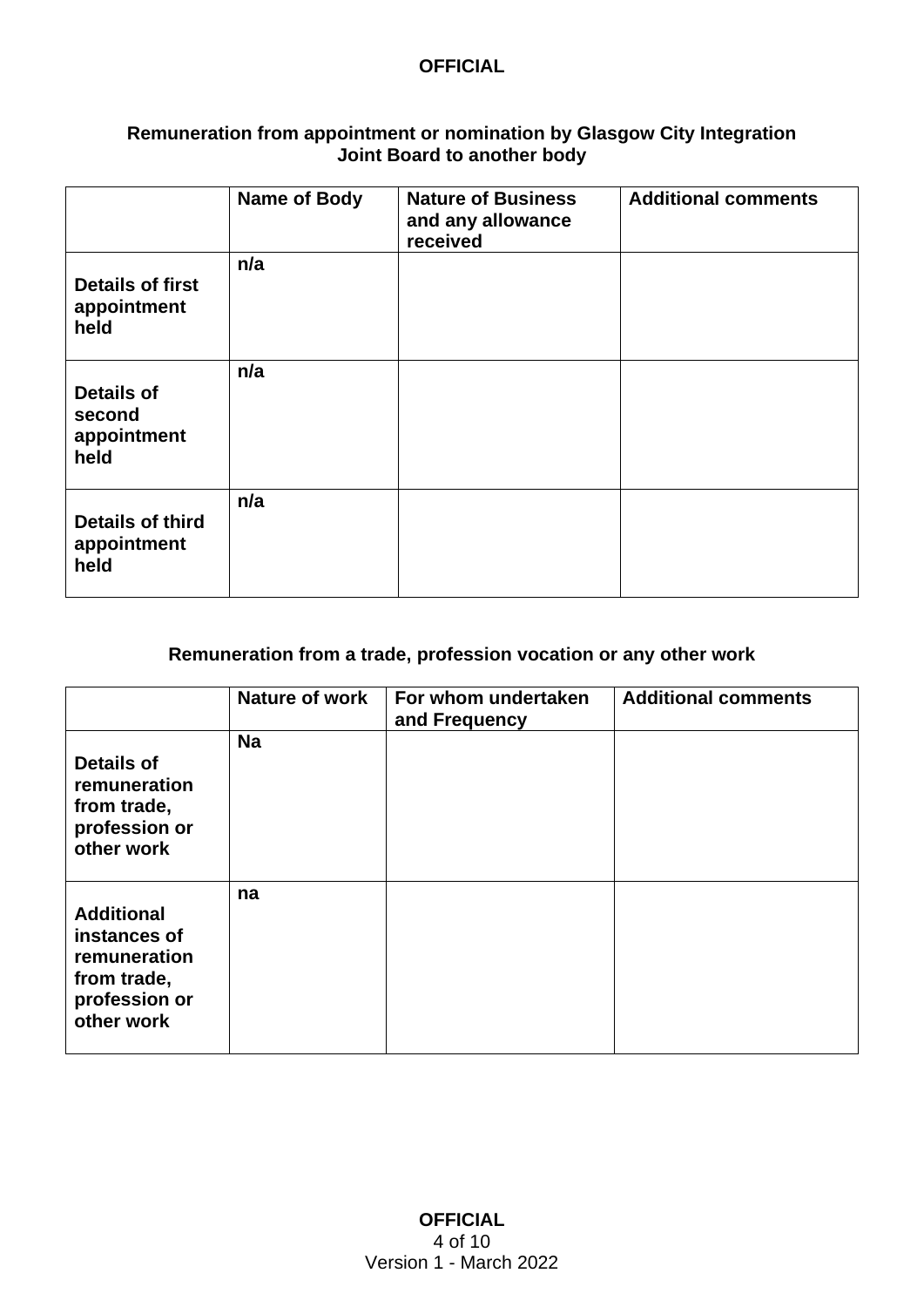### Remuneration from appointment or nomination by Glasgow City Integration Joint Board to another body

| | Name of Body | Nature of Business and any allowance received | Additional comments |
|---|---|---|---|
| **Details of first appointment held** | n/a | | |
| **Details of second appointment held** | n/a | | |
| **Details of third appointment held** | n/a | | |

### Remuneration from a trade, profession vocation or any other work

| | Nature of work | For whom undertaken and Frequency | Additional comments |
|---|---|---|---|
| **Details of remuneration from trade, profession or other work** | Na | | |
| **Additional instances of remuneration from trade, profession or other work** | na | | |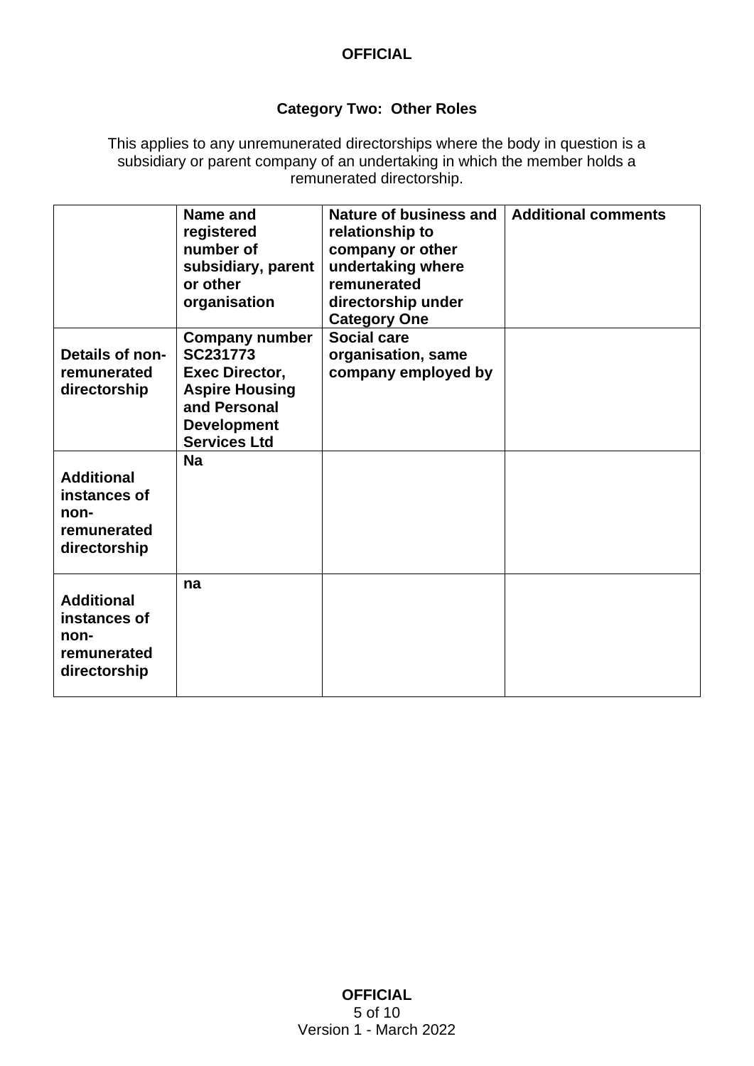## Category Two: Other Roles

This applies to any unremunerated directorships where the body in question is a subsidiary or parent company of an undertaking in which the member holds a remunerated directorship.

| | Name and registered number of subsidiary, parent or other organisation | Nature of business and relationship to company or other undertaking where remunerated directorship under Category One | Additional comments |
|---|---|---|---|
| **Details of non-remunerated directorship** | **Company number SC231773 Exec Director, Aspire Housing and Personal Development Services Ltd** | **Social care organisation, same company employed by** | |
| **Additional instances of non-remunerated directorship** | **Na** | | |
| **Additional instances of non-remunerated directorship** | **na** | | |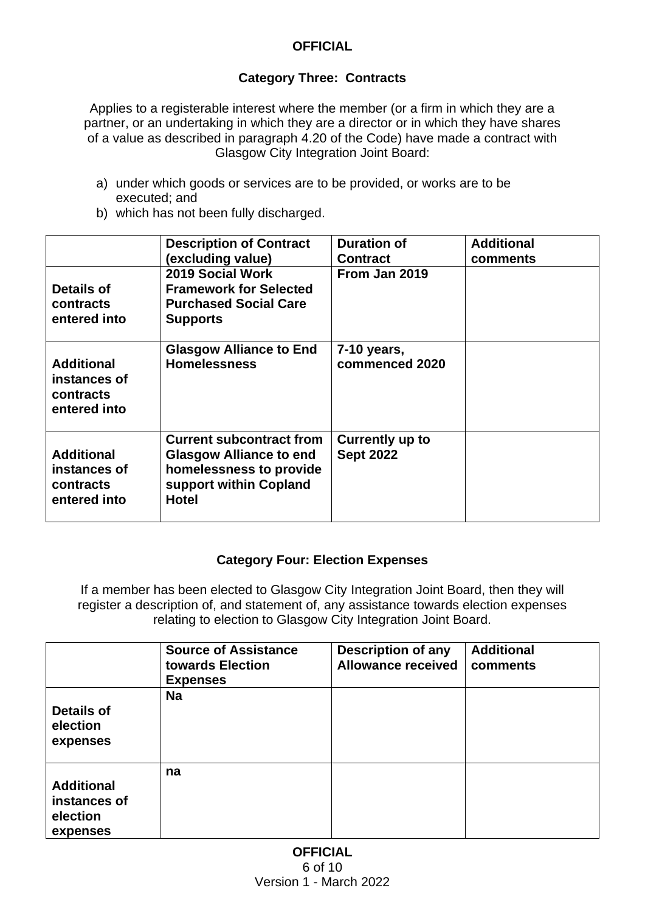**OFFICIAL**

## Category Three: Contracts

Applies to a registerable interest where the member (or a firm in which they are a partner, or an undertaking in which they are a director or in which they have shares of a value as described in paragraph 4.20 of the Code) have made a contract with Glasgow City Integration Joint Board:

a) under which goods or services are to be provided, or works are to be executed; and
b) which has not been fully discharged.

| | Description of Contract (excluding value) | Duration of Contract | Additional comments |
|---|---|---|---|
| **Details of contracts entered into** | **2019 Social Work Framework for Selected Purchased Social Care Supports** | **From Jan 2019** | |
| **Additional instances of contracts entered into** | **Glasgow Alliance to End Homelessness** | **7-10 years, commenced 2020** | |
| **Additional instances of contracts entered into** | **Current subcontract from Glasgow Alliance to end homelessness to provide support within Copland Hotel** | **Currently up to Sept 2022** | |

## Category Four: Election Expenses

If a member has been elected to Glasgow City Integration Joint Board, then they will register a description of, and statement of, any assistance towards election expenses relating to election to Glasgow City Integration Joint Board.

| | Source of Assistance towards Election Expenses | Description of any Allowance received | Additional comments |
|---|---|---|---|
| **Details of election expenses** | **Na** | | |
| **Additional instances of election expenses** | **na** | | |

**OFFICIAL**

Version 1 - March 2022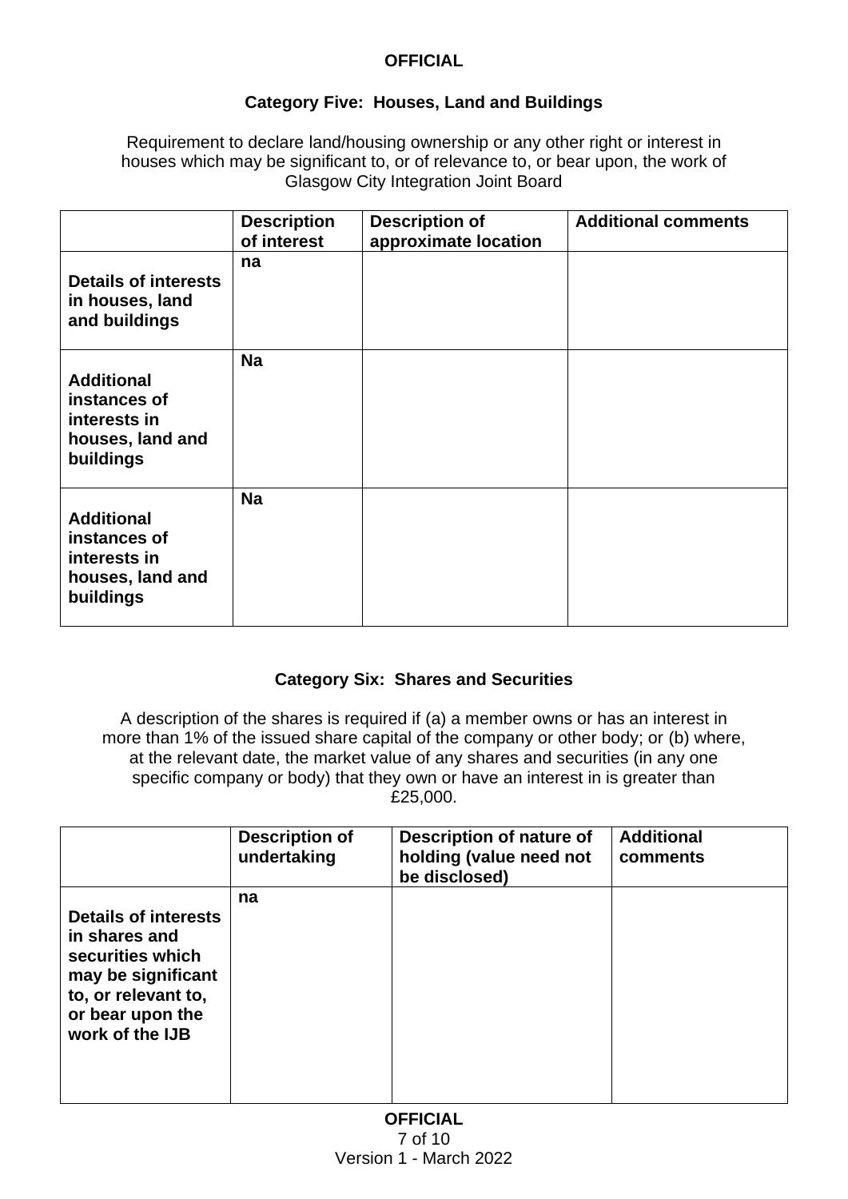**OFFICIAL**

## Category Five: Houses, Land and Buildings

Requirement to declare land/housing ownership or any other right or interest in houses which may be significant to, or of relevance to, or bear upon, the work of Glasgow City Integration Joint Board

| | Description of interest | Description of approximate location | Additional comments |
|---|---|---|---|
| **Details of interests in houses, land and buildings** | **na** | | |
| **Additional instances of interests in houses, land and buildings** | **Na** | | |
| **Additional instances of interests in houses, land and buildings** | **Na** | | |

## Category Six: Shares and Securities

A description of the shares is required if (a) a member owns or has an interest in more than 1% of the issued share capital of the company or other body; or (b) where, at the relevant date, the market value of any shares and securities (in any one specific company or body) that they own or have an interest in is greater than £25,000.

| | Description of undertaking | Description of nature of holding (value need not be disclosed) | Additional comments |
|---|---|---|---|
| **Details of interests in shares and securities which may be significant to, or relevant to, or bear upon the work of the IJB** | **na** | | |

**OFFICIAL**

Version 1 - March 2022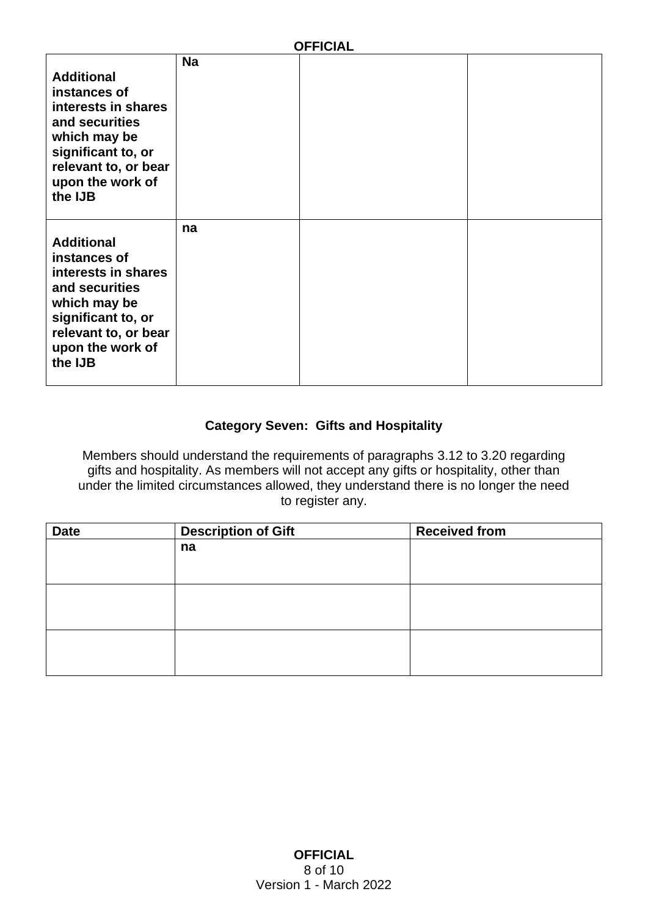| | | | |
|---|---|---|---|
| **Additional instances of interests in shares and securities which may be significant to, or relevant to, or bear upon the work of the IJB** | **Na** | | |
| **Additional instances of interests in shares and securities which may be significant to, or relevant to, or bear upon the work of the IJB** | **na** | | |

### Category Seven: Gifts and Hospitality

Members should understand the requirements of paragraphs 3.12 to 3.20 regarding gifts and hospitality. As members will not accept any gifts or hospitality, other than under the limited circumstances allowed, they understand there is no longer the need to register any.

| Date | Description of Gift | Received from |
|---|---|---|
| | **na** | |
| | | |
| | | |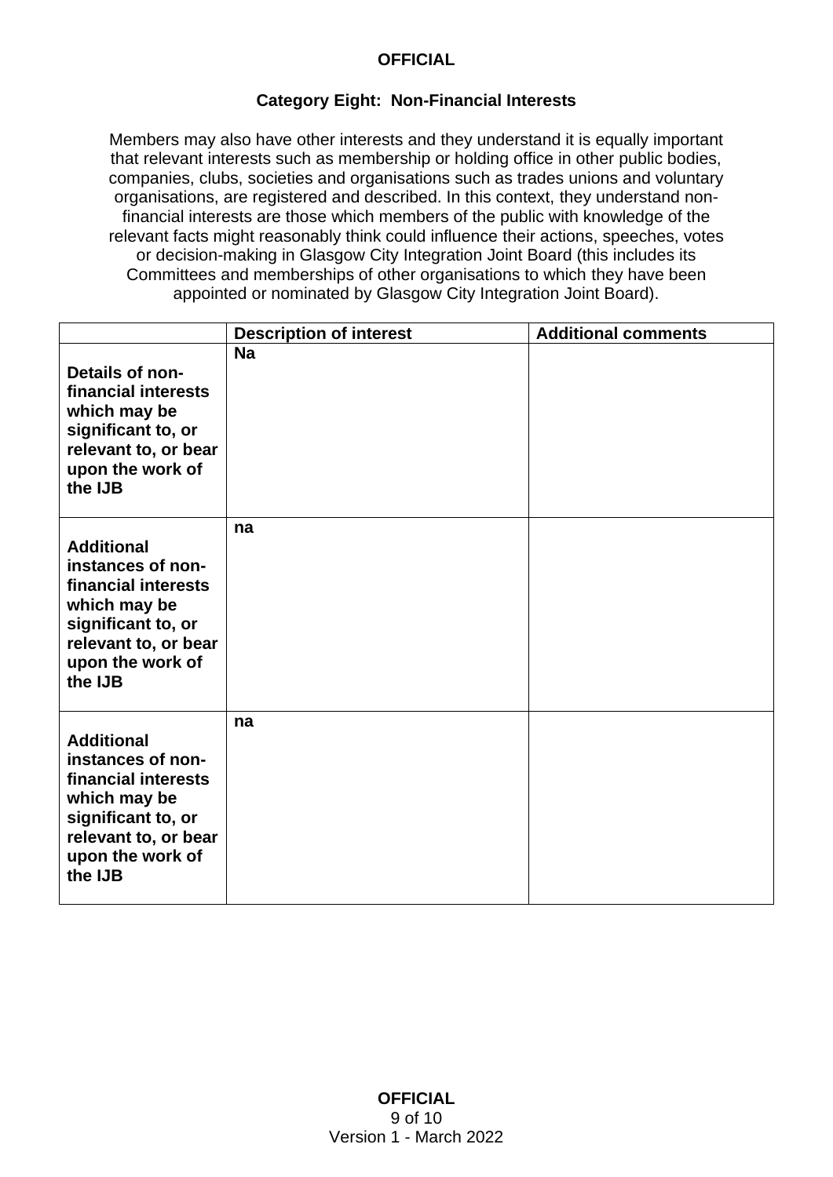**OFFICIAL**

## Category Eight: Non-Financial Interests

Members may also have other interests and they understand it is equally important that relevant interests such as membership or holding office in other public bodies, companies, clubs, societies and organisations such as trades unions and voluntary organisations, are registered and described. In this context, they understand non-financial interests are those which members of the public with knowledge of the relevant facts might reasonably think could influence their actions, speeches, votes or decision-making in Glasgow City Integration Joint Board (this includes its Committees and memberships of other organisations to which they have been appointed or nominated by Glasgow City Integration Joint Board).

| | **Description of interest** | **Additional comments** |
|---|---|---|
| **Details of non-financial interests which may be significant to, or relevant to, or bear upon the work of the IJB** | **Na** | |
| **Additional instances of non-financial interests which may be significant to, or relevant to, or bear upon the work of the IJB** | **na** | |
| **Additional instances of non-financial interests which may be significant to, or relevant to, or bear upon the work of the IJB** | **na** | |

**OFFICIAL**

Version 1 - March 2022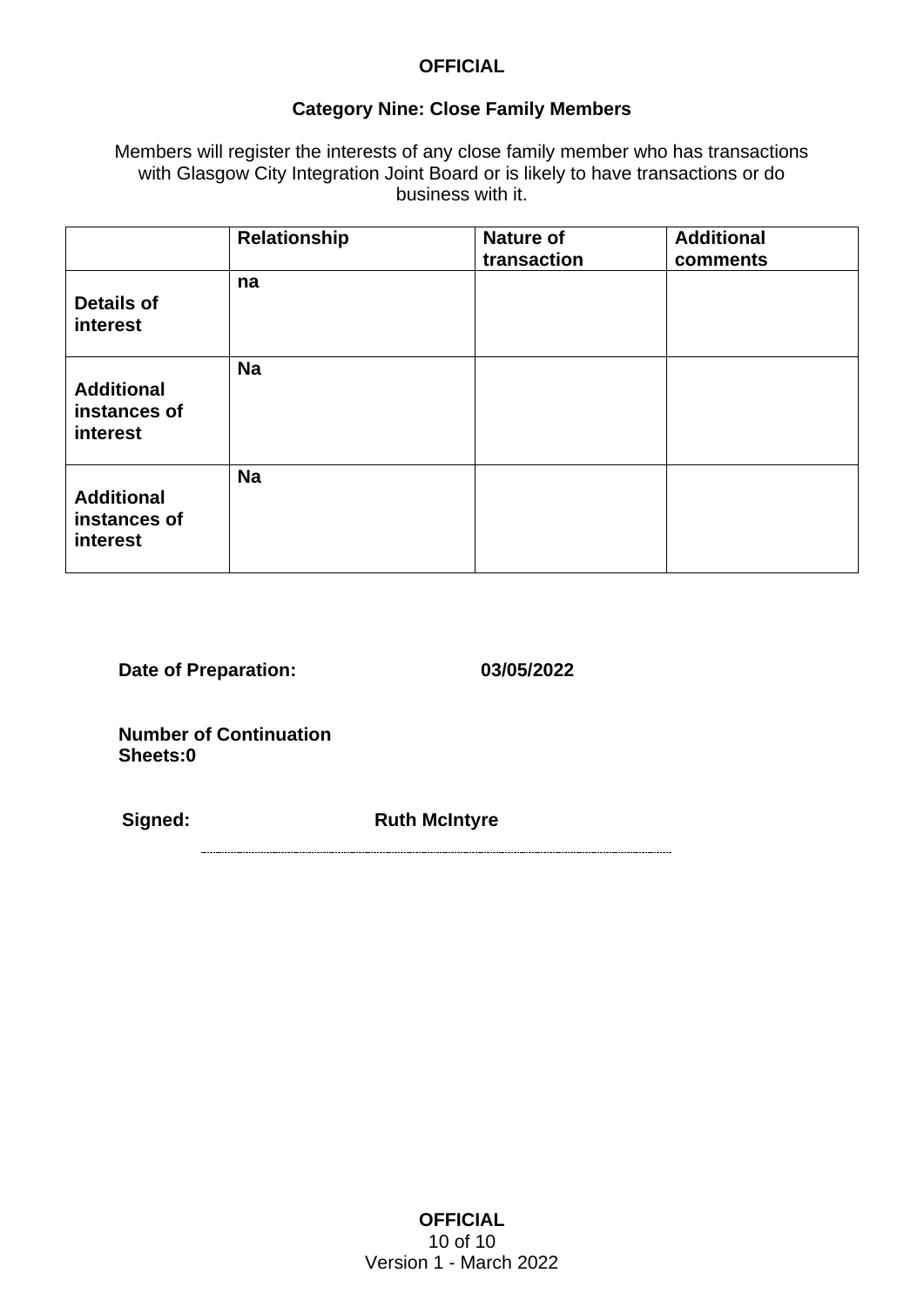**OFFICIAL**

## Category Nine: Close Family Members

Members will register the interests of any close family member who has transactions with Glasgow City Integration Joint Board or is likely to have transactions or do business with it.

| | Relationship | Nature of transaction | Additional comments |
|---|---|---|---|
| **Details of interest** | **na** | | |
| **Additional instances of interest** | **Na** | | |
| **Additional instances of interest** | **Na** | | |

**Date of Preparation:** **03/05/2022**

**Number of Continuation Sheets:0**

**Signed:** **Ruth McIntyre**

**OFFICIAL**

Version 1 - March 2022